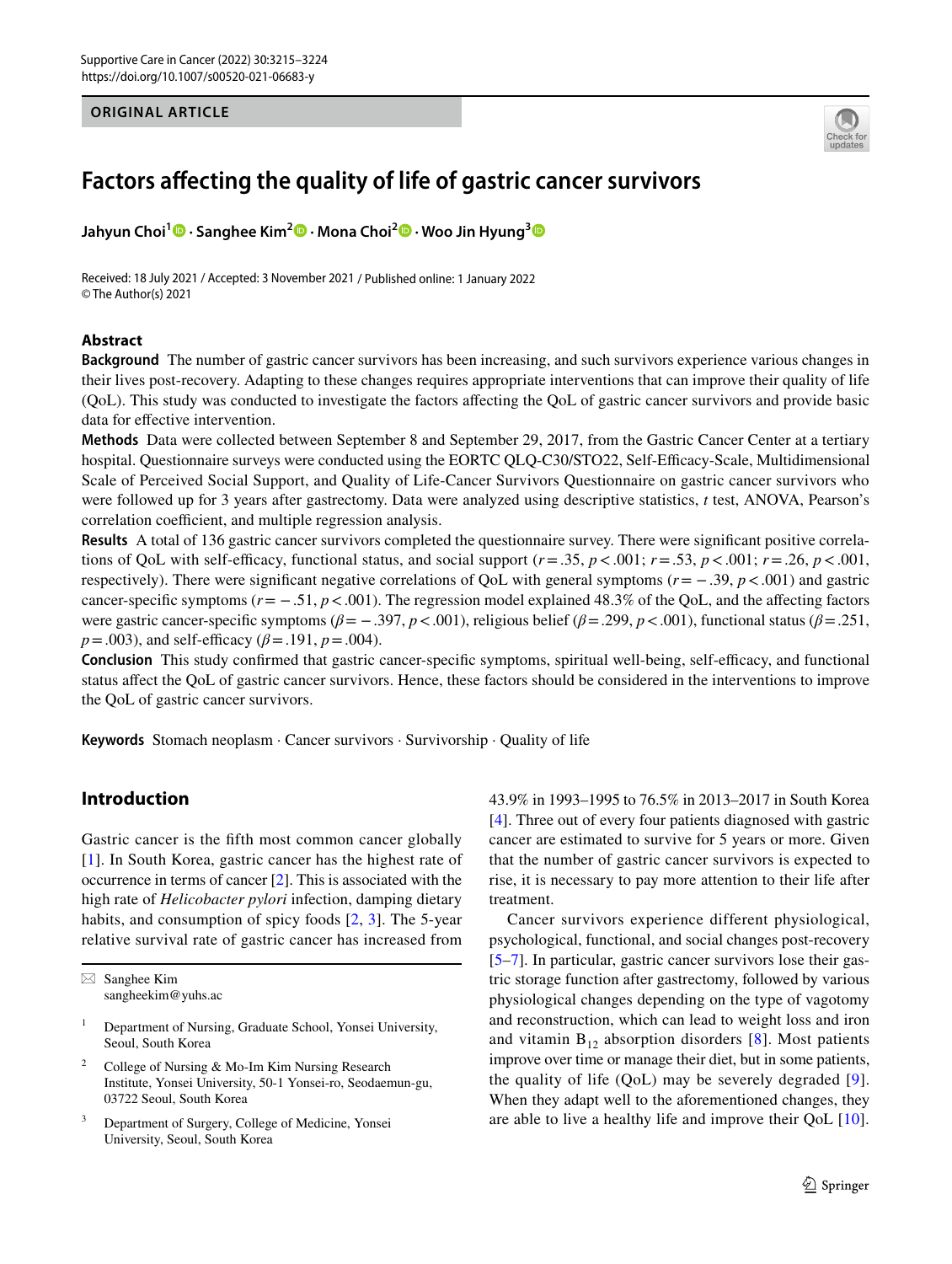ORIGINAL ARTICLE

# Factors affecting the quality of life of gastric cancer survivors

**Jahyun Choi**[1] · **Sanghee Kim**[2] · **Mona Choi**[2] · **Woo Jin Hyung**[3]

Received: 18 July 2021 / Accepted: 3 November 2021 / Published online: 1 January 2022
© The Author(s) 2021

## Abstract

**Background** The number of gastric cancer survivors has been increasing, and such survivors experience various changes in their lives post-recovery. Adapting to these changes requires appropriate interventions that can improve their quality of life (QoL). This study was conducted to investigate the factors affecting the QoL of gastric cancer survivors and provide basic data for effective intervention.

**Methods** Data were collected between September 8 and September 29, 2017, from the Gastric Cancer Center at a tertiary hospital. Questionnaire surveys were conducted using the EORTC QLQ-C30/STO22, Self-Efficacy-Scale, Multidimensional Scale of Perceived Social Support, and Quality of Life-Cancer Survivors Questionnaire on gastric cancer survivors who were followed up for 3 years after gastrectomy. Data were analyzed using descriptive statistics, *t* test, ANOVA, Pearson's correlation coefficient, and multiple regression analysis.

**Results** A total of 136 gastric cancer survivors completed the questionnaire survey. There were significant positive correlations of QoL with self-efficacy, functional status, and social support ($r = .35$, $p < .001$; $r = .53$, $p < .001$; $r = .26$, $p < .001$, respectively). There were significant negative correlations of QoL with general symptoms ($r = -.39$, $p < .001$) and gastric cancer-specific symptoms ($r = -.51$, $p < .001$). The regression model explained 48.3% of the QoL, and the affecting factors were gastric cancer-specific symptoms ($\beta = -.397$, $p < .001$), religious belief ($\beta = .299$, $p < .001$), functional status ($\beta = .251$, $p = .003$), and self-efficacy ($\beta = .191$, $p = .004$).

**Conclusion** This study confirmed that gastric cancer-specific symptoms, spiritual well-being, self-efficacy, and functional status affect the QoL of gastric cancer survivors. Hence, these factors should be considered in the interventions to improve the QoL of gastric cancer survivors.

**Keywords** Stomach neoplasm · Cancer survivors · Survivorship · Quality of life

## Introduction

Gastric cancer is the fifth most common cancer globally [1]. In South Korea, gastric cancer has the highest rate of occurrence in terms of cancer [2]. This is associated with the high rate of *Helicobacter pylori* infection, damping dietary habits, and consumption of spicy foods [2, 3]. The 5-year relative survival rate of gastric cancer has increased from 43.9% in 1993–1995 to 76.5% in 2013–2017 in South Korea [4]. Three out of every four patients diagnosed with gastric cancer are estimated to survive for 5 years or more. Given that the number of gastric cancer survivors is expected to rise, it is necessary to pay more attention to their life after treatment.

Cancer survivors experience different physiological, psychological, functional, and social changes post-recovery [5–7]. In particular, gastric cancer survivors lose their gastric storage function after gastrectomy, followed by various physiological changes depending on the type of vagotomy and reconstruction, which can lead to weight loss and iron and vitamin $B_{12}$ absorption disorders [8]. Most patients improve over time or manage their diet, but in some patients, the quality of life (QoL) may be severely degraded [9]. When they adapt well to the aforementioned changes, they are able to live a healthy life and improve their QoL [10].

---

✉ Sanghee Kim
sangheekim@yuhs.ac

[1] Department of Nursing, Graduate School, Yonsei University, Seoul, South Korea

[2] College of Nursing & Mo-Im Kim Nursing Research Institute, Yonsei University, 50-1 Yonsei-ro, Seodaemun-gu, 03722 Seoul, South Korea

[3] Department of Surgery, College of Medicine, Yonsei University, Seoul, South Korea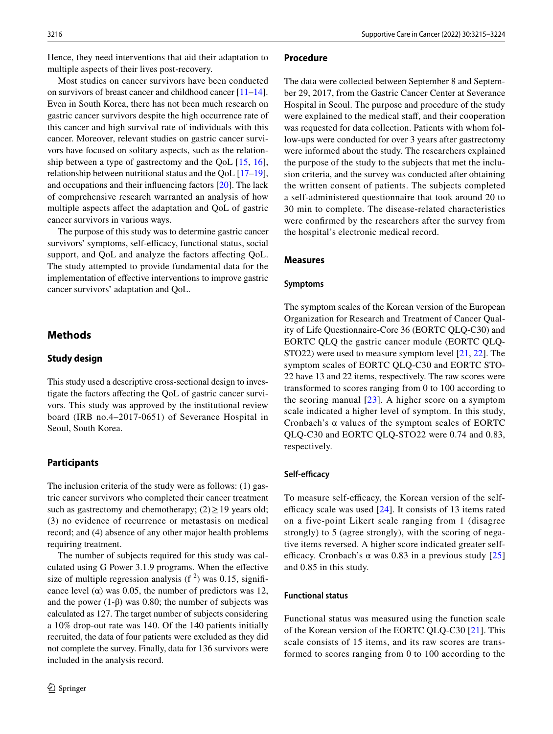Hence, they need interventions that aid their adaptation to multiple aspects of their lives post-recovery.

Most studies on cancer survivors have been conducted on survivors of breast cancer and childhood cancer [11–14]. Even in South Korea, there has not been much research on gastric cancer survivors despite the high occurrence rate of this cancer and high survival rate of individuals with this cancer. Moreover, relevant studies on gastric cancer survivors have focused on solitary aspects, such as the relationship between a type of gastrectomy and the QoL [15, 16], relationship between nutritional status and the QoL [17–19], and occupations and their influencing factors [20]. The lack of comprehensive research warranted an analysis of how multiple aspects affect the adaptation and QoL of gastric cancer survivors in various ways.

The purpose of this study was to determine gastric cancer survivors' symptoms, self-efficacy, functional status, social support, and QoL and analyze the factors affecting QoL. The study attempted to provide fundamental data for the implementation of effective interventions to improve gastric cancer survivors' adaptation and QoL.

## Methods

### Study design

This study used a descriptive cross-sectional design to investigate the factors affecting the QoL of gastric cancer survivors. This study was approved by the institutional review board (IRB no.4–2017-0651) of Severance Hospital in Seoul, South Korea.

### Participants

The inclusion criteria of the study were as follows: (1) gastric cancer survivors who completed their cancer treatment such as gastrectomy and chemotherapy; (2) ≥ 19 years old; (3) no evidence of recurrence or metastasis on medical record; and (4) absence of any other major health problems requiring treatment.

The number of subjects required for this study was calculated using G Power 3.1.9 programs. When the effective size of multiple regression analysis ($f^2$) was 0.15, significance level ($\alpha$) was 0.05, the number of predictors was 12, and the power ($1-\beta$) was 0.80; the number of subjects was calculated as 127. The target number of subjects considering a 10% drop-out rate was 140. Of the 140 patients initially recruited, the data of four patients were excluded as they did not complete the survey. Finally, data for 136 survivors were included in the analysis record.

### Procedure

The data were collected between September 8 and September 29, 2017, from the Gastric Cancer Center at Severance Hospital in Seoul. The purpose and procedure of the study were explained to the medical staff, and their cooperation was requested for data collection. Patients with whom follow-ups were conducted for over 3 years after gastrectomy were informed about the study. The researchers explained the purpose of the study to the subjects that met the inclusion criteria, and the survey was conducted after obtaining the written consent of patients. The subjects completed a self-administered questionnaire that took around 20 to 30 min to complete. The disease-related characteristics were confirmed by the researchers after the survey from the hospital's electronic medical record.

### Measures

#### Symptoms

The symptom scales of the Korean version of the European Organization for Research and Treatment of Cancer Quality of Life Questionnaire-Core 36 (EORTC QLQ-C30) and EORTC QLQ the gastric cancer module (EORTC QLQ-STO22) were used to measure symptom level [21, 22]. The symptom scales of EORTC QLQ-C30 and EORTC STO-22 have 13 and 22 items, respectively. The raw scores were transformed to scores ranging from 0 to 100 according to the scoring manual [23]. A higher score on a symptom scale indicated a higher level of symptom. In this study, Cronbach's $\alpha$ values of the symptom scales of EORTC QLQ-C30 and EORTC QLQ-STO22 were 0.74 and 0.83, respectively.

#### Self-efficacy

To measure self-efficacy, the Korean version of the self-efficacy scale was used [24]. It consists of 13 items rated on a five-point Likert scale ranging from 1 (disagree strongly) to 5 (agree strongly), with the scoring of negative items reversed. A higher score indicated greater self-efficacy. Cronbach's $\alpha$ was 0.83 in a previous study [25] and 0.85 in this study.

#### Functional status

Functional status was measured using the function scale of the Korean version of the EORTC QLQ-C30 [21]. This scale consists of 15 items, and its raw scores are transformed to scores ranging from 0 to 100 according to the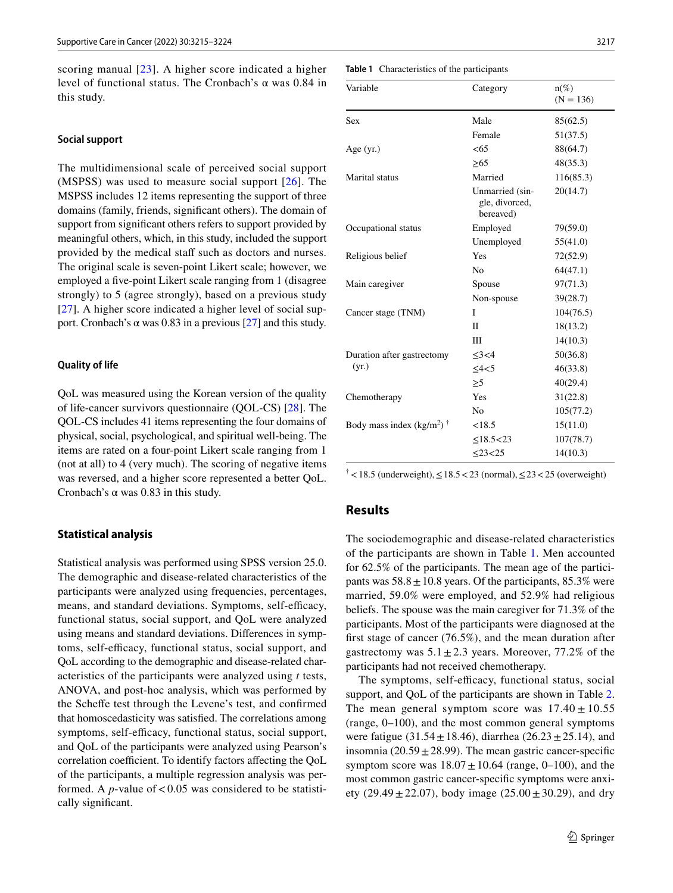scoring manual [23]. A higher score indicated a higher level of functional status. The Cronbach's α was 0.84 in this study.

### Social support

The multidimensional scale of perceived social support (MSPSS) was used to measure social support [26]. The MSPSS includes 12 items representing the support of three domains (family, friends, significant others). The domain of support from significant others refers to support provided by meaningful others, which, in this study, included the support provided by the medical staff such as doctors and nurses. The original scale is seven-point Likert scale; however, we employed a five-point Likert scale ranging from 1 (disagree strongly) to 5 (agree strongly), based on a previous study [27]. A higher score indicated a higher level of social support. Cronbach's α was 0.83 in a previous [27] and this study.

### Quality of life

QoL was measured using the Korean version of the quality of life-cancer survivors questionnaire (QOL-CS) [28]. The QOL-CS includes 41 items representing the four domains of physical, social, psychological, and spiritual well-being. The items are rated on a four-point Likert scale ranging from 1 (not at all) to 4 (very much). The scoring of negative items was reversed, and a higher score represented a better QoL. Cronbach's α was 0.83 in this study.

## Statistical analysis

Statistical analysis was performed using SPSS version 25.0. The demographic and disease-related characteristics of the participants were analyzed using frequencies, percentages, means, and standard deviations. Symptoms, self-efficacy, functional status, social support, and QoL were analyzed using means and standard deviations. Differences in symptoms, self-efficacy, functional status, social support, and QoL according to the demographic and disease-related characteristics of the participants were analyzed using *t* tests, ANOVA, and post-hoc analysis, which was performed by the Scheffe test through the Levene's test, and confirmed that homoscedasticity was satisfied. The correlations among symptoms, self-efficacy, functional status, social support, and QoL of the participants were analyzed using Pearson's correlation coefficient. To identify factors affecting the QoL of the participants, a multiple regression analysis was performed. A *p*-value of $< 0.05$ was considered to be statistically significant.

**Table 1** Characteristics of the participants

| Variable | Category | n(%) (N = 136) |
|---|---|---|
| Sex | Male | 85(62.5) |
| | Female | 51(37.5) |
| Age (yr.) | <65 | 88(64.7) |
| | ≥65 | 48(35.3) |
| Marital status | Married | 116(85.3) |
| | Unmarried (single, divorced, bereaved) | 20(14.7) |
| Occupational status | Employed | 79(59.0) |
| | Unemployed | 55(41.0) |
| Religious belief | Yes | 72(52.9) |
| | No | 64(47.1) |
| Main caregiver | Spouse | 97(71.3) |
| | Non-spouse | 39(28.7) |
| Cancer stage (TNM) | I | 104(76.5) |
| | II | 18(13.2) |
| | III | 14(10.3) |
| Duration after gastrectomy (yr.) | ≤3<4 | 50(36.8) |
| | ≤4<5 | 46(33.8) |
| | ≥5 | 40(29.4) |
| Chemotherapy | Yes | 31(22.8) |
| | No | 105(77.2) |
| Body mass index ($kg/m^2$) † | <18.5 | 15(11.0) |
| | ≤18.5<23 | 107(78.7) |
| | ≤23<25 | 14(10.3) |

† < 18.5 (underweight), ≤ 18.5 < 23 (normal), ≤ 23 < 25 (overweight)

## Results

The sociodemographic and disease-related characteristics of the participants are shown in Table 1. Men accounted for 62.5% of the participants. The mean age of the participants was 58.8 ± 10.8 years. Of the participants, 85.3% were married, 59.0% were employed, and 52.9% had religious beliefs. The spouse was the main caregiver for 71.3% of the participants. Most of the participants were diagnosed at the first stage of cancer (76.5%), and the mean duration after gastrectomy was 5.1 ± 2.3 years. Moreover, 77.2% of the participants had not received chemotherapy.

The symptoms, self-efficacy, functional status, social support, and QoL of the participants are shown in Table 2. The mean general symptom score was 17.40 ± 10.55 (range, 0–100), and the most common general symptoms were fatigue (31.54 ± 18.46), diarrhea (26.23 ± 25.14), and insomnia (20.59 ± 28.99). The mean gastric cancer-specific symptom score was 18.07 ± 10.64 (range, 0–100), and the most common gastric cancer-specific symptoms were anxiety (29.49 ± 22.07), body image (25.00 ± 30.29), and dry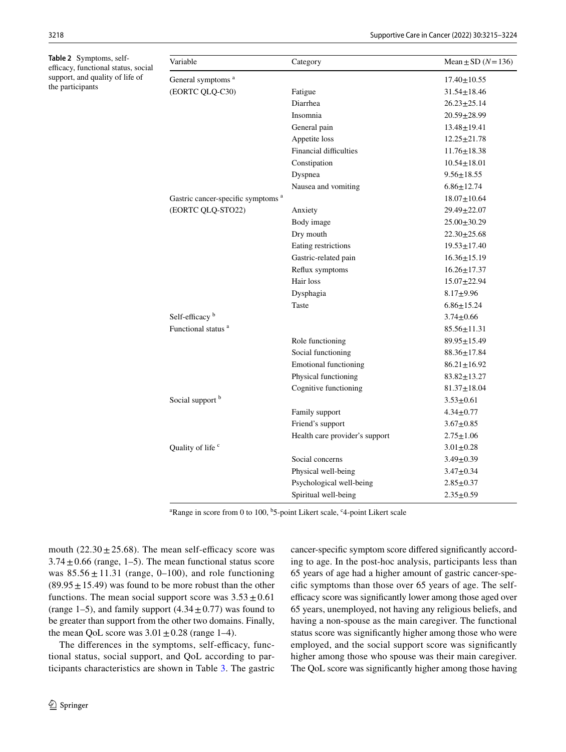**Table 2** Symptoms, self-efficacy, functional status, social support, and quality of life of the participants

| Variable | Category | Mean ± SD (*N* = 136) |
|---|---|---|
| General symptoms [a] | | 17.40±10.55 |
| (EORTC QLQ-C30) | Fatigue | 31.54±18.46 |
| | Diarrhea | 26.23±25.14 |
| | Insomnia | 20.59±28.99 |
| | General pain | 13.48±19.41 |
| | Appetite loss | 12.25±21.78 |
| | Financial difficulties | 11.76±18.38 |
| | Constipation | 10.54±18.01 |
| | Dyspnea | 9.56±18.55 |
| | Nausea and vomiting | 6.86±12.74 |
| Gastric cancer-specific symptoms [a] | | 18.07±10.64 |
| (EORTC QLQ-STO22) | Anxiety | 29.49±22.07 |
| | Body image | 25.00±30.29 |
| | Dry mouth | 22.30±25.68 |
| | Eating restrictions | 19.53±17.40 |
| | Gastric-related pain | 16.36±15.19 |
| | Reflux symptoms | 16.26±17.37 |
| | Hair loss | 15.07±22.94 |
| | Dysphagia | 8.17±9.96 |
| | Taste | 6.86±15.24 |
| Self-efficacy [b] | | 3.74±0.66 |
| Functional status [a] | | 85.56±11.31 |
| | Role functioning | 89.95±15.49 |
| | Social functioning | 88.36±17.84 |
| | Emotional functioning | 86.21±16.92 |
| | Physical functioning | 83.82±13.27 |
| | Cognitive functioning | 81.37±18.04 |
| Social support [b] | | 3.53±0.61 |
| | Family support | 4.34±0.77 |
| | Friend's support | 3.67±0.85 |
| | Health care provider's support | 2.75±1.06 |
| Quality of life [c] | | 3.01±0.28 |
| | Social concerns | 3.49±0.39 |
| | Physical well-being | 3.47±0.34 |
| | Psychological well-being | 2.85±0.37 |
| | Spiritual well-being | 2.35±0.59 |

[a]Range in score from 0 to 100, [b]5-point Likert scale, [c]4-point Likert scale

mouth (22.30 ± 25.68). The mean self-efficacy score was 3.74 ± 0.66 (range, 1–5). The mean functional status score was 85.56 ± 11.31 (range, 0–100), and role functioning (89.95 ± 15.49) was found to be more robust than the other functions. The mean social support score was 3.53 ± 0.61 (range 1–5), and family support (4.34 ± 0.77) was found to be greater than support from the other two domains. Finally, the mean QoL score was 3.01 ± 0.28 (range 1–4).

The differences in the symptoms, self-efficacy, functional status, social support, and QoL according to participants characteristics are shown in Table 3. The gastric cancer-specific symptom score differed significantly according to age. In the post-hoc analysis, participants less than 65 years of age had a higher amount of gastric cancer-specific symptoms than those over 65 years of age. The self-efficacy score was significantly lower among those aged over 65 years, unemployed, not having any religious beliefs, and having a non-spouse as the main caregiver. The functional status score was significantly higher among those who were employed, and the social support score was significantly higher among those who spouse was their main caregiver. The QoL score was significantly higher among those having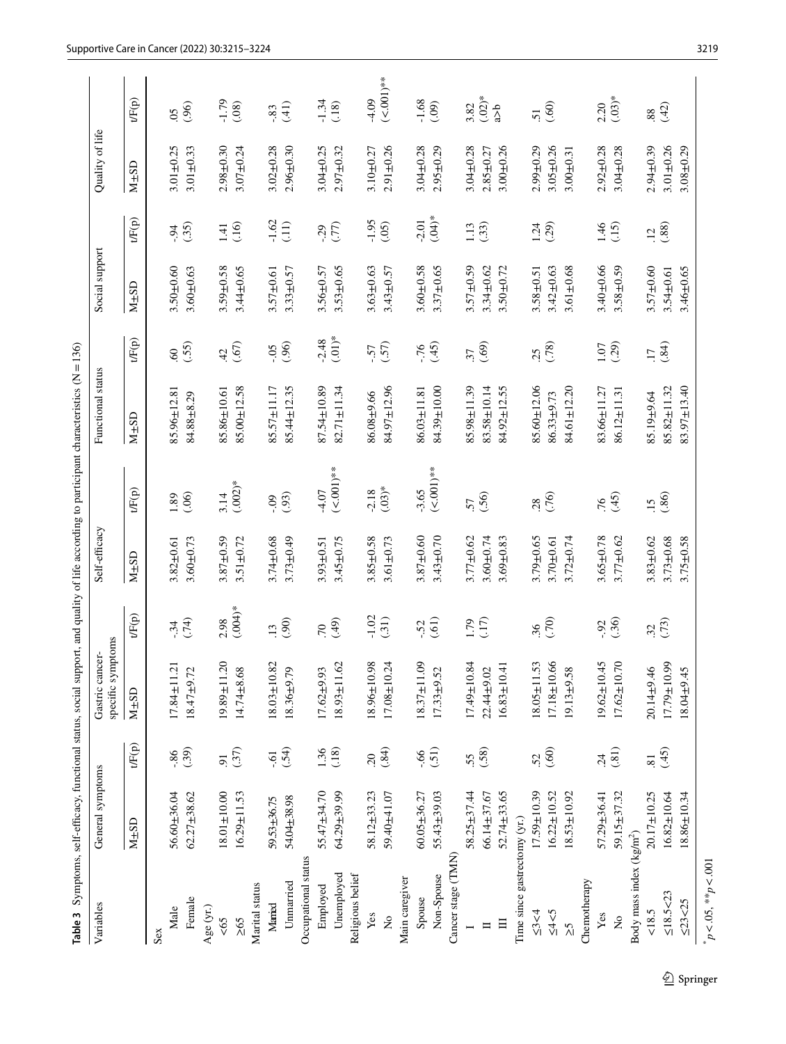**Table 3** Symptoms, self-efficacy, functional status, social support, and quality of life according to participant characteristics (N = 136)

| Variables | General symptoms | | Gastric cancer-specific symptoms | | Self-efficacy | | Functional status | | Social support | | Quality of life | |
|---|---|---|---|---|---|---|---|---|---|---|---|---|
| | M±SD | t/F(p) | M±SD | t/F(p) | M±SD | t/F(p) | M±SD | t/F(p) | M±SD | t/F(p) | M±SD | t/F(p) |
| Sex | | | | | | | | | | | | |
| Male | 56.60±36.04 | -.86 (.39) | 17.84±11.21 | -.34 (.74) | 3.82±0.61 | 1.89 (.06) | 85.96±12.81 | .60 (.55) | 3.50±0.60 | -.94 (.35) | 3.01±0.25 | .05 (.96) |
| Female | 62.27±38.62 | | 18.47±9.72 | | 3.60±0.73 | | 84.88±8.29 | | 3.60±0.63 | | 3.01±0.33 | |
| Age (yr.) | | | | | | | | | | | | |
| <65 | 18.01±10.00 | .91 (.37) | 19.89±11.20 | 2.98 (.004)* | 3.87±0.59 | 3.14 (.002)* | 85.86±10.61 | .42 (.67) | 3.59±0.58 | 1.41 (.16) | 2.98±0.30 | -1.79 (.08) |
| ≥65 | 16.29±11.53 | | 14.74±8.68 | | 3.51±0.72 | | 85.00±12.58 | | 3.44±0.65 | | 3.07±0.24 | |
| Marital status | | | | | | | | | | | | |
| Married | 59.53±36.75 | -.61 (.54) | 18.03±10.82 | .13 (.90) | 3.74±0.68 | -.09 (.93) | 85.57±11.17 | -.05 (.96) | 3.57±0.61 | -1.62 (.11) | 3.02±0.28 | -.83 (.41) |
| Unmarried | 54.04±38.98 | | 18.36±9.79 | | 3.73±0.49 | | 85.44±12.35 | | 3.33±0.57 | | 2.96±0.30 | |
| Occupational status | | | | | | | | | | | | |
| Employed | 55.47±34.70 | 1.36 (.18) | 17.62±9.93 | .70 (.49) | 3.93±0.51 | -4.07 (<.001)** | 87.54±10.89 | -2.48 (.01)* | 3.56±0.57 | -.29 (.77) | 3.04±0.25 | -1.34 (.18) |
| Unemployed | 64.29±39.99 | | 18.93±11.62 | | 3.45±0.75 | | 82.71±11.34 | | 3.53±0.65 | | 2.97±0.32 | |
| Religious belief | | | | | | | | | | | | |
| Yes | 58.12±33.23 | .20 (.84) | 18.96±10.98 | -1.02 (.31) | 3.85±0.58 | -2.18 (.03)* | 86.08±9.66 | -.57 (.57) | 3.63±0.63 | -1.95 (.05) | 3.10±0.27 | -4.09 (<.001)** |
| No | 59.40±41.07 | | 17.08±10.24 | | 3.61±0.73 | | 84.97±12.96 | | 3.43±0.57 | | 2.91±0.26 | |
| Main caregiver | | | | | | | | | | | | |
| Spouse | 60.05±36.27 | -.66 (.51) | 18.37±11.09 | -.52 (.61) | 3.87±0.60 | -3.65 (<.001)** | 86.03±11.81 | -.76 (.45) | 3.60±0.58 | -2.01 (.04)* | 3.04±0.28 | -1.68 (.09) |
| Non-Spouse | 55.43±39.03 | | 17.33±9.52 | | 3.43±0.70 | | 84.39±10.00 | | 3.37±0.65 | | 2.95±0.29 | |
| Cancer stage (TMN) | | | | | | | | | | | | |
| I | 58.25±37.44 | .55 (.58) | 17.49±10.84 | 1.79 (.17) | 3.77±0.62 | .57 (.56) | 85.98±11.39 | .37 (.69) | 3.57±0.59 | 1.13 (.33) | 3.04±0.28 | 3.82 (.02)* a>b |
| II | 66.14±37.67 | | 22.44±9.02 | | 3.60±0.74 | | 83.58±10.14 | | 3.34±0.62 | | 2.85±0.27 | |
| III | 52.74±33.65 | | 16.83±10.41 | | 3.69±0.83 | | 84.92±12.55 | | 3.50±0.72 | | 3.00±0.26 | |
| Time since gastrectomy (yr.) | | | | | | | | | | | | |
| ≤3<4 | 17.59±10.39 | .52 (.60) | 18.05±11.53 | .36 (.70) | 3.79±0.65 | .28 (.76) | 85.60±12.06 | .25 (.78) | 3.58±0.51 | 1.24 (.29) | 2.99±0.29 | .51 (.60) |
| ≤4<5 | 16.22±10.52 | | 17.18±10.66 | | 3.70±0.61 | | 86.33±9.73 | | 3.42±0.63 | | 3.05±0.26 | |
| ≥5 | 18.53±10.92 | | 19.13±9.58 | | 3.72±0.74 | | 84.61±12.20 | | 3.61±0.68 | | 3.00±0.31 | |
| Chemotherapy | | | | | | | | | | | | |
| Yes | 57.29±36.41 | .24 (.81) | 19.62±10.45 | -.92 (.36) | 3.65±0.78 | .76 (.45) | 83.66±11.27 | 1.07 (.29) | 3.40±0.66 | 1.46 (.15) | 2.92±0.28 | 2.20 (.03)* |
| No | 59.15±37.32 | | 17.62±10.70 | | 3.77±0.62 | | 86.12±11.31 | | 3.58±0.59 | | 3.04±0.28 | |
| Body mass index (kg/m$^2$) | | | | | | | | | | | | |
| <18.5 | 20.17±10.25 | .81 (.45) | 20.14±9.46 | .32 (.73) | 3.83±0.62 | .15 (.86) | 85.19±9.64 | .17 (.84) | 3.57±0.60 | .12 (.88) | 2.94±0.39 | .88 (.42) |
| ≤18.5<23 | 16.82±10.64 | | 17.79±10.99 | | 3.73±0.68 | | 85.82±11.32 | | 3.54±0.61 | | 3.01±0.26 | |
| ≤23<25 | 18.86±10.34 | | 18.04±9.45 | | 3.75±0.58 | | 83.97±13.40 | | 3.46±0.65 | | 3.08±0.29 | |

$^{*}p < .05$, $^{**}p < .001$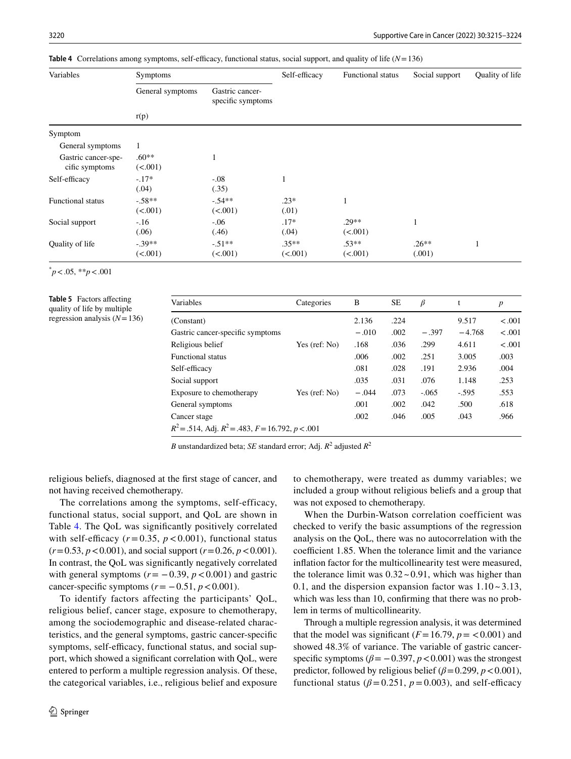**Table 4** Correlations among symptoms, self-efficacy, functional status, social support, and quality of life ($N = 136$)

| Variables | Symptoms | | Self-efficacy | Functional status | Social support | Quality of life |
|---|---|---|---|---|---|---|
| | General symptoms | Gastric cancer-specific symptoms | | | | |
| | r(p) | | | | | |
| Symptom | | | | | | |
| General symptoms | 1 | | | | | |
| Gastric cancer-specific symptoms | .60** (<.001) | 1 | | | | |
| Self-efficacy | -.17* (.04) | -.08 (.35) | 1 | | | |
| Functional status | -.58** (<.001) | -.54** (<.001) | .23* (.01) | 1 | | |
| Social support | -.16 (.06) | -.06 (.46) | .17* (.04) | .29** (<.001) | 1 | |
| Quality of life | -.39** (<.001) | -.51** (<.001) | .35** (<.001) | .53** (<.001) | .26** (.001) | 1 |

*$p < .05$, **$p < .001$

**Table 5** Factors affecting quality of life by multiple regression analysis ($N = 136$)

| Variables | Categories | B | SE | $\beta$ | t | $p$ |
|---|---|---|---|---|---|---|
| (Constant) | | 2.136 | .224 | | 9.517 | <.001 |
| Gastric cancer-specific symptoms | | −.010 | .002 | −.397 | −4.768 | <.001 |
| Religious belief | Yes (ref: No) | .168 | .036 | .299 | 4.611 | <.001 |
| Functional status | | .006 | .002 | .251 | 3.005 | .003 |
| Self-efficacy | | .081 | .028 | .191 | 2.936 | .004 |
| Social support | | .035 | .031 | .076 | 1.148 | .253 |
| Exposure to chemotherapy | Yes (ref: No) | −.044 | .073 | -.065 | -.595 | .553 |
| General symptoms | | .001 | .002 | .042 | .500 | .618 |
| Cancer stage | | .002 | .046 | .005 | .043 | .966 |
| $R^2 = .514$, Adj. $R^2 = .483$, $F = 16.792$, $p < .001$ | | | | | | |

*B* unstandardized beta; *SE* standard error; Adj. $R^2$ adjusted $R^2$

religious beliefs, diagnosed at the first stage of cancer, and not having received chemotherapy.

The correlations among the symptoms, self-efficacy, functional status, social support, and QoL are shown in Table 4. The QoL was significantly positively correlated with self-efficacy ($r = 0.35$, $p < 0.001$), functional status ($r = 0.53$, $p < 0.001$), and social support ($r = 0.26$, $p < 0.001$). In contrast, the QoL was significantly negatively correlated with general symptoms ($r = -0.39$, $p < 0.001$) and gastric cancer-specific symptoms ($r = -0.51$, $p < 0.001$).

To identify factors affecting the participants' QoL, religious belief, cancer stage, exposure to chemotherapy, among the sociodemographic and disease-related characteristics, and the general symptoms, gastric cancer-specific symptoms, self-efficacy, functional status, and social support, which showed a significant correlation with QoL, were entered to perform a multiple regression analysis. Of these, the categorical variables, i.e., religious belief and exposure to chemotherapy, were treated as dummy variables; we included a group without religious beliefs and a group that was not exposed to chemotherapy.

When the Durbin-Watson correlation coefficient was checked to verify the basic assumptions of the regression analysis on the QoL, there was no autocorrelation with the coefficient 1.85. When the tolerance limit and the variance inflation factor for the multicollinearity test were measured, the tolerance limit was 0.32 ~ 0.91, which was higher than 0.1, and the dispersion expansion factor was 1.10 ~ 3.13, which was less than 10, confirming that there was no problem in terms of multicollinearity.

Through a multiple regression analysis, it was determined that the model was significant ($F = 16.79$, $p = < 0.001$) and showed 48.3% of variance. The variable of gastric cancer-specific symptoms ($\beta = -0.397$, $p < 0.001$) was the strongest predictor, followed by religious belief ($\beta = 0.299$, $p < 0.001$), functional status ($\beta = 0.251$, $p = 0.003$), and self-efficacy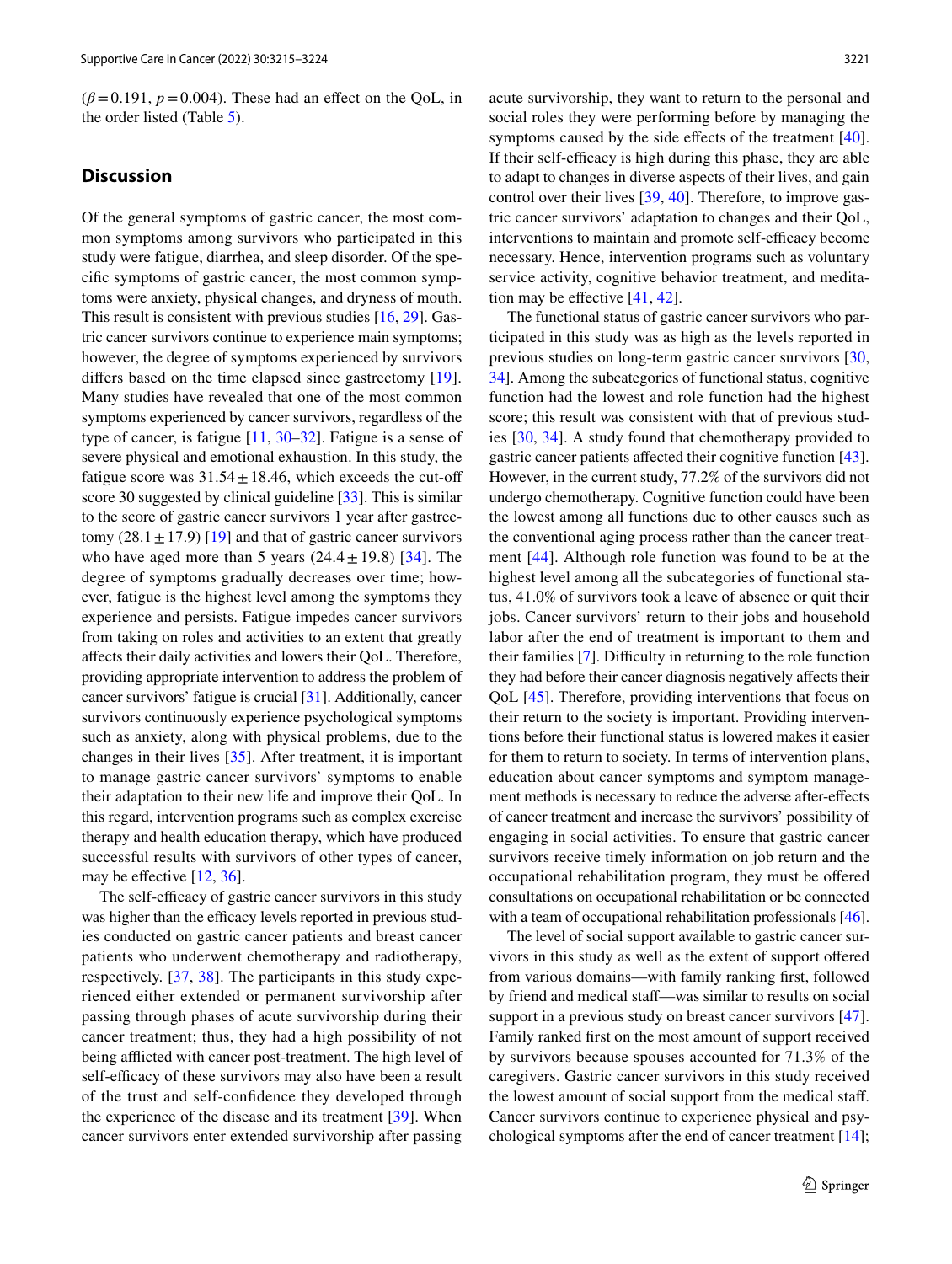($\beta = 0.191$, $p = 0.004$). These had an effect on the QoL, in the order listed (Table 5).

## Discussion

Of the general symptoms of gastric cancer, the most common symptoms among survivors who participated in this study were fatigue, diarrhea, and sleep disorder. Of the specific symptoms of gastric cancer, the most common symptoms were anxiety, physical changes, and dryness of mouth. This result is consistent with previous studies [16, 29]. Gastric cancer survivors continue to experience main symptoms; however, the degree of symptoms experienced by survivors differs based on the time elapsed since gastrectomy [19]. Many studies have revealed that one of the most common symptoms experienced by cancer survivors, regardless of the type of cancer, is fatigue [11, 30–32]. Fatigue is a sense of severe physical and emotional exhaustion. In this study, the fatigue score was $31.54 \pm 18.46$, which exceeds the cut-off score 30 suggested by clinical guideline [33]. This is similar to the score of gastric cancer survivors 1 year after gastrectomy ($28.1 \pm 17.9$) [19] and that of gastric cancer survivors who have aged more than 5 years ($24.4 \pm 19.8$) [34]. The degree of symptoms gradually decreases over time; however, fatigue is the highest level among the symptoms they experience and persists. Fatigue impedes cancer survivors from taking on roles and activities to an extent that greatly affects their daily activities and lowers their QoL. Therefore, providing appropriate intervention to address the problem of cancer survivors' fatigue is crucial [31]. Additionally, cancer survivors continuously experience psychological symptoms such as anxiety, along with physical problems, due to the changes in their lives [35]. After treatment, it is important to manage gastric cancer survivors' symptoms to enable their adaptation to their new life and improve their QoL. In this regard, intervention programs such as complex exercise therapy and health education therapy, which have produced successful results with survivors of other types of cancer, may be effective [12, 36].

The self-efficacy of gastric cancer survivors in this study was higher than the efficacy levels reported in previous studies conducted on gastric cancer patients and breast cancer patients who underwent chemotherapy and radiotherapy, respectively. [37, 38]. The participants in this study experienced either extended or permanent survivorship after passing through phases of acute survivorship during their cancer treatment; thus, they had a high possibility of not being afflicted with cancer post-treatment. The high level of self-efficacy of these survivors may also have been a result of the trust and self-confidence they developed through the experience of the disease and its treatment [39]. When cancer survivors enter extended survivorship after passing acute survivorship, they want to return to the personal and social roles they were performing before by managing the symptoms caused by the side effects of the treatment [40]. If their self-efficacy is high during this phase, they are able to adapt to changes in diverse aspects of their lives, and gain control over their lives [39, 40]. Therefore, to improve gastric cancer survivors' adaptation to changes and their QoL, interventions to maintain and promote self-efficacy become necessary. Hence, intervention programs such as voluntary service activity, cognitive behavior treatment, and meditation may be effective [41, 42].

The functional status of gastric cancer survivors who participated in this study was as high as the levels reported in previous studies on long-term gastric cancer survivors [30, 34]. Among the subcategories of functional status, cognitive function had the lowest and role function had the highest score; this result was consistent with that of previous studies [30, 34]. A study found that chemotherapy provided to gastric cancer patients affected their cognitive function [43]. However, in the current study, 77.2% of the survivors did not undergo chemotherapy. Cognitive function could have been the lowest among all functions due to other causes such as the conventional aging process rather than the cancer treatment [44]. Although role function was found to be at the highest level among all the subcategories of functional status, 41.0% of survivors took a leave of absence or quit their jobs. Cancer survivors' return to their jobs and household labor after the end of treatment is important to them and their families [7]. Difficulty in returning to the role function they had before their cancer diagnosis negatively affects their QoL [45]. Therefore, providing interventions that focus on their return to the society is important. Providing interventions before their functional status is lowered makes it easier for them to return to society. In terms of intervention plans, education about cancer symptoms and symptom management methods is necessary to reduce the adverse after-effects of cancer treatment and increase the survivors' possibility of engaging in social activities. To ensure that gastric cancer survivors receive timely information on job return and the occupational rehabilitation program, they must be offered consultations on occupational rehabilitation or be connected with a team of occupational rehabilitation professionals [46].

The level of social support available to gastric cancer survivors in this study as well as the extent of support offered from various domains—with family ranking first, followed by friend and medical staff—was similar to results on social support in a previous study on breast cancer survivors [47]. Family ranked first on the most amount of support received by survivors because spouses accounted for 71.3% of the caregivers. Gastric cancer survivors in this study received the lowest amount of social support from the medical staff. Cancer survivors continue to experience physical and psychological symptoms after the end of cancer treatment [14];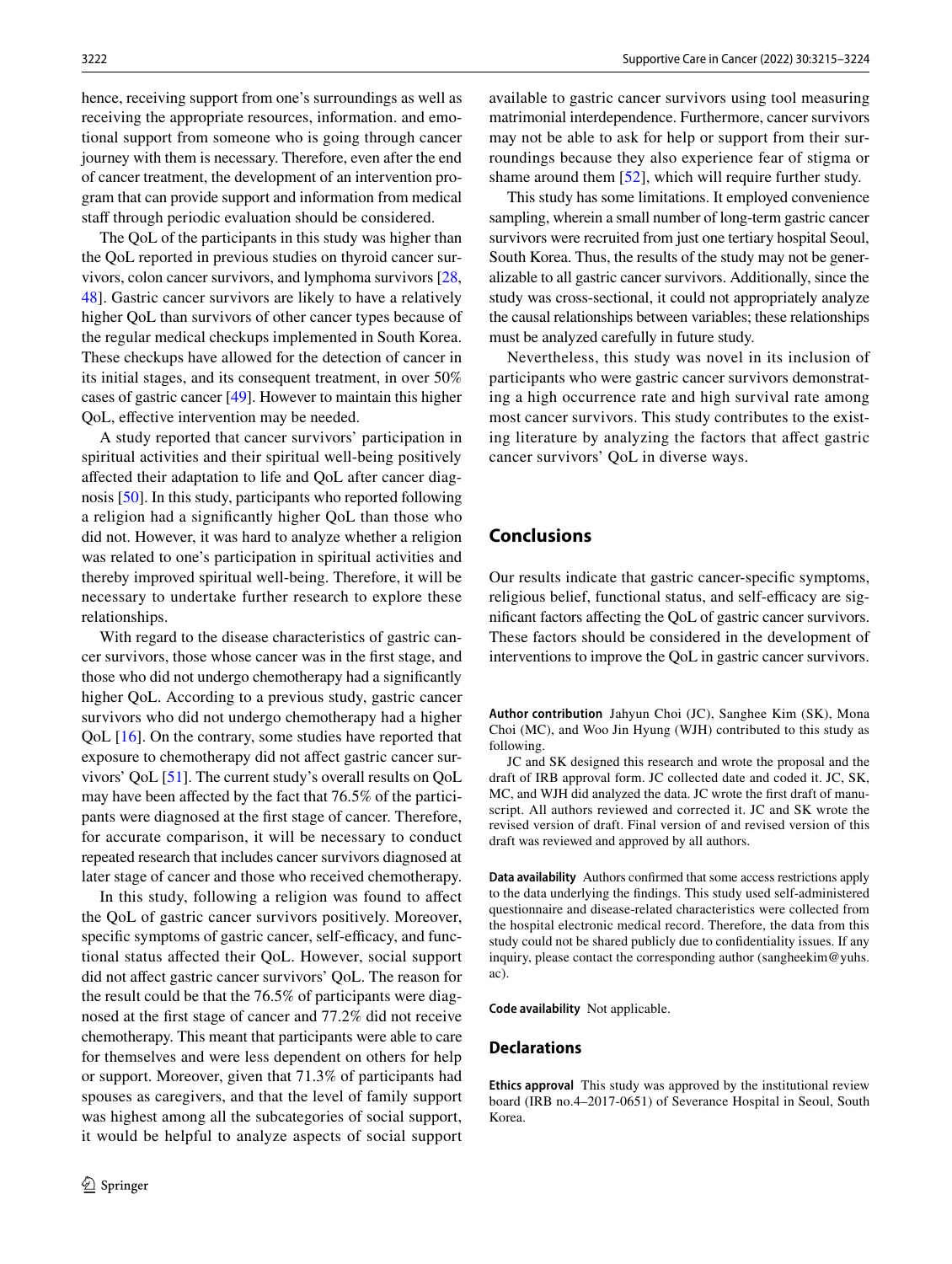hence, receiving support from one's surroundings as well as receiving the appropriate resources, information. and emotional support from someone who is going through cancer journey with them is necessary. Therefore, even after the end of cancer treatment, the development of an intervention program that can provide support and information from medical staff through periodic evaluation should be considered.

The QoL of the participants in this study was higher than the QoL reported in previous studies on thyroid cancer survivors, colon cancer survivors, and lymphoma survivors [28, 48]. Gastric cancer survivors are likely to have a relatively higher QoL than survivors of other cancer types because of the regular medical checkups implemented in South Korea. These checkups have allowed for the detection of cancer in its initial stages, and its consequent treatment, in over 50% cases of gastric cancer [49]. However to maintain this higher QoL, effective intervention may be needed.

A study reported that cancer survivors' participation in spiritual activities and their spiritual well-being positively affected their adaptation to life and QoL after cancer diagnosis [50]. In this study, participants who reported following a religion had a significantly higher QoL than those who did not. However, it was hard to analyze whether a religion was related to one's participation in spiritual activities and thereby improved spiritual well-being. Therefore, it will be necessary to undertake further research to explore these relationships.

With regard to the disease characteristics of gastric cancer survivors, those whose cancer was in the first stage, and those who did not undergo chemotherapy had a significantly higher QoL. According to a previous study, gastric cancer survivors who did not undergo chemotherapy had a higher QoL [16]. On the contrary, some studies have reported that exposure to chemotherapy did not affect gastric cancer survivors' QoL [51]. The current study's overall results on QoL may have been affected by the fact that 76.5% of the participants were diagnosed at the first stage of cancer. Therefore, for accurate comparison, it will be necessary to conduct repeated research that includes cancer survivors diagnosed at later stage of cancer and those who received chemotherapy.

In this study, following a religion was found to affect the QoL of gastric cancer survivors positively. Moreover, specific symptoms of gastric cancer, self-efficacy, and functional status affected their QoL. However, social support did not affect gastric cancer survivors' QoL. The reason for the result could be that the 76.5% of participants were diagnosed at the first stage of cancer and 77.2% did not receive chemotherapy. This meant that participants were able to care for themselves and were less dependent on others for help or support. Moreover, given that 71.3% of participants had spouses as caregivers, and that the level of family support was highest among all the subcategories of social support, it would be helpful to analyze aspects of social support available to gastric cancer survivors using tool measuring matrimonial interdependence. Furthermore, cancer survivors may not be able to ask for help or support from their surroundings because they also experience fear of stigma or shame around them [52], which will require further study.

This study has some limitations. It employed convenience sampling, wherein a small number of long-term gastric cancer survivors were recruited from just one tertiary hospital Seoul, South Korea. Thus, the results of the study may not be generalizable to all gastric cancer survivors. Additionally, since the study was cross-sectional, it could not appropriately analyze the causal relationships between variables; these relationships must be analyzed carefully in future study.

Nevertheless, this study was novel in its inclusion of participants who were gastric cancer survivors demonstrating a high occurrence rate and high survival rate among most cancer survivors. This study contributes to the existing literature by analyzing the factors that affect gastric cancer survivors' QoL in diverse ways.

## Conclusions

Our results indicate that gastric cancer-specific symptoms, religious belief, functional status, and self-efficacy are significant factors affecting the QoL of gastric cancer survivors. These factors should be considered in the development of interventions to improve the QoL in gastric cancer survivors.

**Author contribution** Jahyun Choi (JC), Sanghee Kim (SK), Mona Choi (MC), and Woo Jin Hyung (WJH) contributed to this study as following.

JC and SK designed this research and wrote the proposal and the draft of IRB approval form. JC collected date and coded it. JC, SK, MC, and WJH did analyzed the data. JC wrote the first draft of manuscript. All authors reviewed and corrected it. JC and SK wrote the revised version of draft. Final version of and revised version of this draft was reviewed and approved by all authors.

**Data availability** Authors confirmed that some access restrictions apply to the data underlying the findings. This study used self-administered questionnaire and disease-related characteristics were collected from the hospital electronic medical record. Therefore, the data from this study could not be shared publicly due to confidentiality issues. If any inquiry, please contact the corresponding author (sangheekim@yuhs.ac).

**Code availability** Not applicable.

## Declarations

**Ethics approval** This study was approved by the institutional review board (IRB no.4–2017-0651) of Severance Hospital in Seoul, South Korea.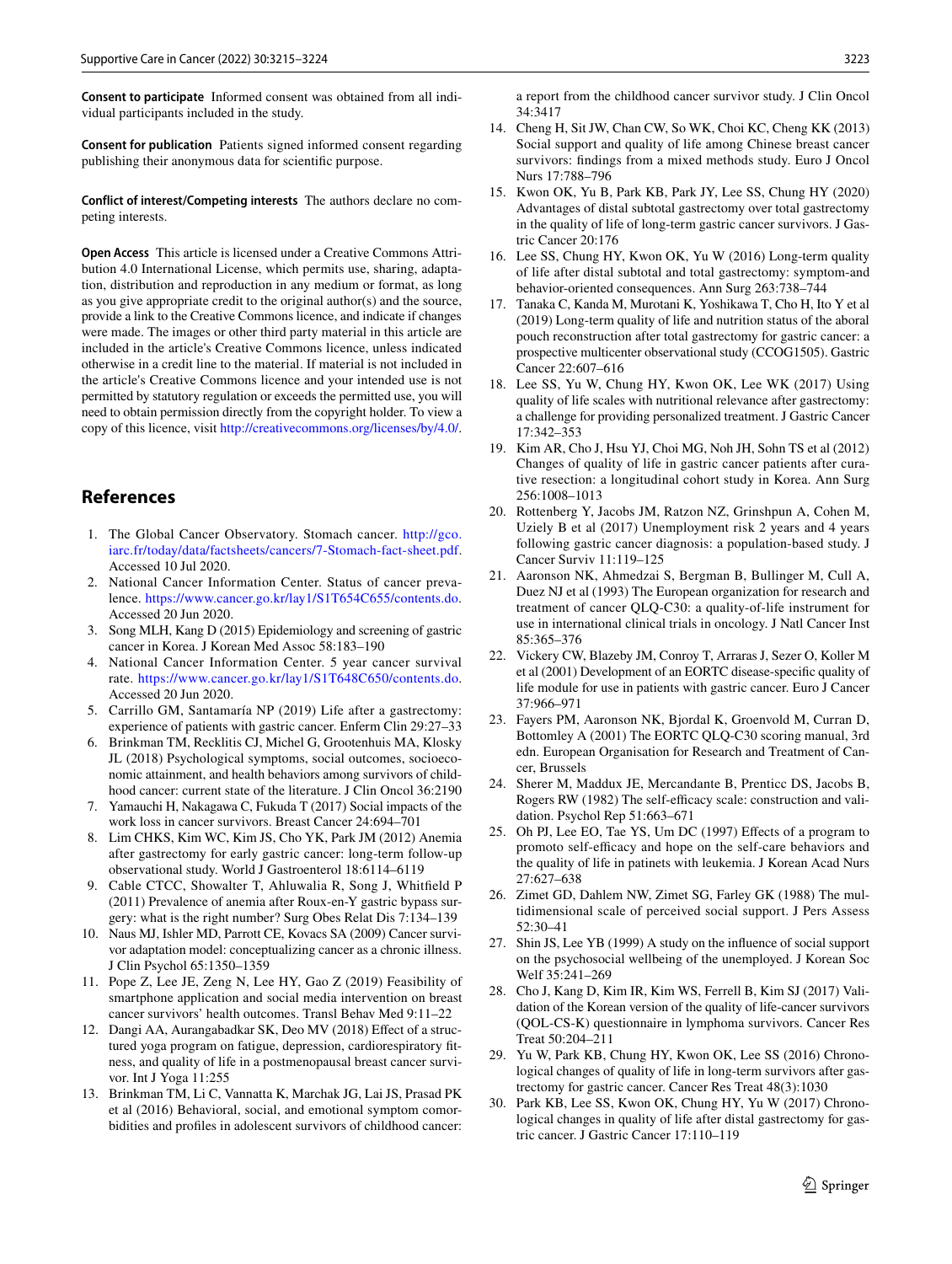**Consent to participate** Informed consent was obtained from all individual participants included in the study.

**Consent for publication** Patients signed informed consent regarding publishing their anonymous data for scientific purpose.

**Conflict of interest/Competing interests** The authors declare no competing interests.

**Open Access** This article is licensed under a Creative Commons Attribution 4.0 International License, which permits use, sharing, adaptation, distribution and reproduction in any medium or format, as long as you give appropriate credit to the original author(s) and the source, provide a link to the Creative Commons licence, and indicate if changes were made. The images or other third party material in this article are included in the article's Creative Commons licence, unless indicated otherwise in a credit line to the material. If material is not included in the article's Creative Commons licence and your intended use is not permitted by statutory regulation or exceeds the permitted use, you will need to obtain permission directly from the copyright holder. To view a copy of this licence, visit http://creativecommons.org/licenses/by/4.0/.

## References

1. The Global Cancer Observatory. Stomach cancer. http://gco.iarc.fr/today/data/factsheets/cancers/7-Stomach-fact-sheet.pdf. Accessed 10 Jul 2020.
2. National Cancer Information Center. Status of cancer prevalence. https://www.cancer.go.kr/lay1/S1T654C655/contents.do. Accessed 20 Jun 2020.
3. Song MLH, Kang D (2015) Epidemiology and screening of gastric cancer in Korea. J Korean Med Assoc 58:183–190
4. National Cancer Information Center. 5 year cancer survival rate. https://www.cancer.go.kr/lay1/S1T648C650/contents.do. Accessed 20 Jun 2020.
5. Carrillo GM, Santamaría NP (2019) Life after a gastrectomy: experience of patients with gastric cancer. Enferm Clin 29:27–33
6. Brinkman TM, Recklitis CJ, Michel G, Grootenhuis MA, Klosky JL (2018) Psychological symptoms, social outcomes, socioeconomic attainment, and health behaviors among survivors of childhood cancer: current state of the literature. J Clin Oncol 36:2190
7. Yamauchi H, Nakagawa C, Fukuda T (2017) Social impacts of the work loss in cancer survivors. Breast Cancer 24:694–701
8. Lim CHKS, Kim WC, Kim JS, Cho YK, Park JM (2012) Anemia after gastrectomy for early gastric cancer: long-term follow-up observational study. World J Gastroenterol 18:6114–6119
9. Cable CTCC, Showalter T, Ahluwalia R, Song J, Whitfield P (2011) Prevalence of anemia after Roux-en-Y gastric bypass surgery: what is the right number? Surg Obes Relat Dis 7:134–139
10. Naus MJ, Ishler MD, Parrott CE, Kovacs SA (2009) Cancer survivor adaptation model: conceptualizing cancer as a chronic illness. J Clin Psychol 65:1350–1359
11. Pope Z, Lee JE, Zeng N, Lee HY, Gao Z (2019) Feasibility of smartphone application and social media intervention on breast cancer survivors' health outcomes. Transl Behav Med 9:11–22
12. Dangi AA, Aurangabadkar SK, Deo MV (2018) Effect of a structured yoga program on fatigue, depression, cardiorespiratory fitness, and quality of life in a postmenopausal breast cancer survivor. Int J Yoga 11:255
13. Brinkman TM, Li C, Vannatta K, Marchak JG, Lai JS, Prasad PK et al (2016) Behavioral, social, and emotional symptom comorbidities and profiles in adolescent survivors of childhood cancer: a report from the childhood cancer survivor study. J Clin Oncol 34:3417
14. Cheng H, Sit JW, Chan CW, So WK, Choi KC, Cheng KK (2013) Social support and quality of life among Chinese breast cancer survivors: findings from a mixed methods study. Euro J Oncol Nurs 17:788–796
15. Kwon OK, Yu B, Park KB, Park JY, Lee SS, Chung HY (2020) Advantages of distal subtotal gastrectomy over total gastrectomy in the quality of life of long-term gastric cancer survivors. J Gastric Cancer 20:176
16. Lee SS, Chung HY, Kwon OK, Yu W (2016) Long-term quality of life after distal subtotal and total gastrectomy: symptom-and behavior-oriented consequences. Ann Surg 263:738–744
17. Tanaka C, Kanda M, Murotani K, Yoshikawa T, Cho H, Ito Y et al (2019) Long-term quality of life and nutrition status of the aboral pouch reconstruction after total gastrectomy for gastric cancer: a prospective multicenter observational study (CCOG1505). Gastric Cancer 22:607–616
18. Lee SS, Yu W, Chung HY, Kwon OK, Lee WK (2017) Using quality of life scales with nutritional relevance after gastrectomy: a challenge for providing personalized treatment. J Gastric Cancer 17:342–353
19. Kim AR, Cho J, Hsu YJ, Choi MG, Noh JH, Sohn TS et al (2012) Changes of quality of life in gastric cancer patients after curative resection: a longitudinal cohort study in Korea. Ann Surg 256:1008–1013
20. Rottenberg Y, Jacobs JM, Ratzon NZ, Grinshpun A, Cohen M, Uziely B et al (2017) Unemployment risk 2 years and 4 years following gastric cancer diagnosis: a population-based study. J Cancer Surviv 11:119–125
21. Aaronson NK, Ahmedzai S, Bergman B, Bullinger M, Cull A, Duez NJ et al (1993) The European organization for research and treatment of cancer QLQ-C30: a quality-of-life instrument for use in international clinical trials in oncology. J Natl Cancer Inst 85:365–376
22. Vickery CW, Blazeby JM, Conroy T, Arraras J, Sezer O, Koller M et al (2001) Development of an EORTC disease-specific quality of life module for use in patients with gastric cancer. Euro J Cancer 37:966–971
23. Fayers PM, Aaronson NK, Bjordal K, Groenvold M, Curran D, Bottomley A (2001) The EORTC QLQ-C30 scoring manual, 3rd edn. European Organisation for Research and Treatment of Cancer, Brussels
24. Sherer M, Maddux JE, Mercandante B, Prenticc DS, Jacobs B, Rogers RW (1982) The self-efficacy scale: construction and validation. Psychol Rep 51:663–671
25. Oh PJ, Lee EO, Tae YS, Um DC (1997) Effects of a program to promoto self-efficacy and hope on the self-care behaviors and the quality of life in patinets with leukemia. J Korean Acad Nurs 27:627–638
26. Zimet GD, Dahlem NW, Zimet SG, Farley GK (1988) The multidimensional scale of perceived social support. J Pers Assess 52:30–41
27. Shin JS, Lee YB (1999) A study on the influence of social support on the psychosocial wellbeing of the unemployed. J Korean Soc Welf 35:241–269
28. Cho J, Kang D, Kim IR, Kim WS, Ferrell B, Kim SJ (2017) Validation of the Korean version of the quality of life-cancer survivors (QOL-CS-K) questionnaire in lymphoma survivors. Cancer Res Treat 50:204–211
29. Yu W, Park KB, Chung HY, Kwon OK, Lee SS (2016) Chronological changes of quality of life in long-term survivors after gastrectomy for gastric cancer. Cancer Res Treat 48(3):1030
30. Park KB, Lee SS, Kwon OK, Chung HY, Yu W (2017) Chronological changes in quality of life after distal gastrectomy for gastric cancer. J Gastric Cancer 17:110–119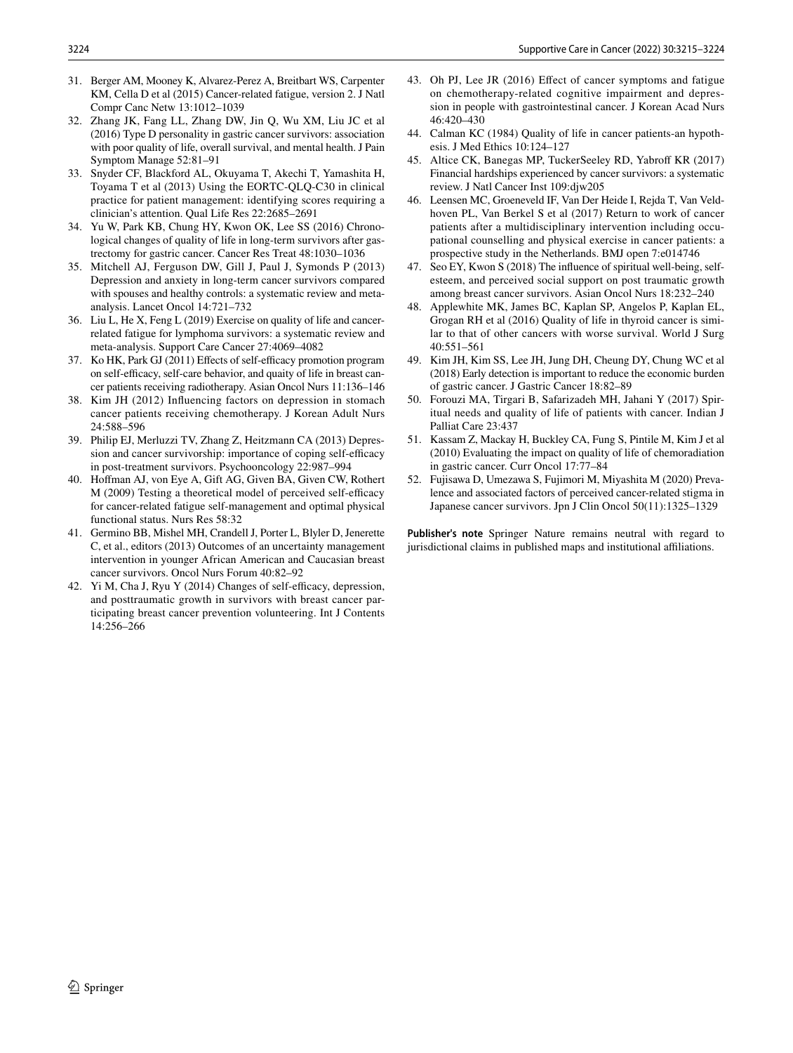31. Berger AM, Mooney K, Alvarez-Perez A, Breitbart WS, Carpenter KM, Cella D et al (2015) Cancer-related fatigue, version 2. J Natl Compr Canc Netw 13:1012–1039
32. Zhang JK, Fang LL, Zhang DW, Jin Q, Wu XM, Liu JC et al (2016) Type D personality in gastric cancer survivors: association with poor quality of life, overall survival, and mental health. J Pain Symptom Manage 52:81–91
33. Snyder CF, Blackford AL, Okuyama T, Akechi T, Yamashita H, Toyama T et al (2013) Using the EORTC-QLQ-C30 in clinical practice for patient management: identifying scores requiring a clinician's attention. Qual Life Res 22:2685–2691
34. Yu W, Park KB, Chung HY, Kwon OK, Lee SS (2016) Chronological changes of quality of life in long-term survivors after gastrectomy for gastric cancer. Cancer Res Treat 48:1030–1036
35. Mitchell AJ, Ferguson DW, Gill J, Paul J, Symonds P (2013) Depression and anxiety in long-term cancer survivors compared with spouses and healthy controls: a systematic review and meta-analysis. Lancet Oncol 14:721–732
36. Liu L, He X, Feng L (2019) Exercise on quality of life and cancer-related fatigue for lymphoma survivors: a systematic review and meta-analysis. Support Care Cancer 27:4069–4082
37. Ko HK, Park GJ (2011) Effects of self-efficacy promotion program on self-efficacy, self-care behavior, and quaity of life in breast cancer patients receiving radiotherapy. Asian Oncol Nurs 11:136–146
38. Kim JH (2012) Influencing factors on depression in stomach cancer patients receiving chemotherapy. J Korean Adult Nurs 24:588–596
39. Philip EJ, Merluzzi TV, Zhang Z, Heitzmann CA (2013) Depression and cancer survivorship: importance of coping self-efficacy in post-treatment survivors. Psychooncology 22:987–994
40. Hoffman AJ, von Eye A, Gift AG, Given BA, Given CW, Rothert M (2009) Testing a theoretical model of perceived self-efficacy for cancer-related fatigue self-management and optimal physical functional status. Nurs Res 58:32
41. Germino BB, Mishel MH, Crandell J, Porter L, Blyler D, Jenerette C, et al., editors (2013) Outcomes of an uncertainty management intervention in younger African American and Caucasian breast cancer survivors. Oncol Nurs Forum 40:82–92
42. Yi M, Cha J, Ryu Y (2014) Changes of self-efficacy, depression, and posttraumatic growth in survivors with breast cancer participating breast cancer prevention volunteering. Int J Contents 14:256–266
43. Oh PJ, Lee JR (2016) Effect of cancer symptoms and fatigue on chemotherapy-related cognitive impairment and depression in people with gastrointestinal cancer. J Korean Acad Nurs 46:420–430
44. Calman KC (1984) Quality of life in cancer patients-an hypothesis. J Med Ethics 10:124–127
45. Altice CK, Banegas MP, TuckerSeeley RD, Yabroff KR (2017) Financial hardships experienced by cancer survivors: a systematic review. J Natl Cancer Inst 109:djw205
46. Leensen MC, Groeneveld IF, Van Der Heide I, Rejda T, Van Veldhoven PL, Van Berkel S et al (2017) Return to work of cancer patients after a multidisciplinary intervention including occupational counselling and physical exercise in cancer patients: a prospective study in the Netherlands. BMJ open 7:e014746
47. Seo EY, Kwon S (2018) The influence of spiritual well-being, self-esteem, and perceived social support on post traumatic growth among breast cancer survivors. Asian Oncol Nurs 18:232–240
48. Applewhite MK, James BC, Kaplan SP, Angelos P, Kaplan EL, Grogan RH et al (2016) Quality of life in thyroid cancer is similar to that of other cancers with worse survival. World J Surg 40:551–561
49. Kim JH, Kim SS, Lee JH, Jung DH, Cheung DY, Chung WC et al (2018) Early detection is important to reduce the economic burden of gastric cancer. J Gastric Cancer 18:82–89
50. Forouzi MA, Tirgari B, Safarizadeh MH, Jahani Y (2017) Spiritual needs and quality of life of patients with cancer. Indian J Palliat Care 23:437
51. Kassam Z, Mackay H, Buckley CA, Fung S, Pintile M, Kim J et al (2010) Evaluating the impact on quality of life of chemoradiation in gastric cancer. Curr Oncol 17:77–84
52. Fujisawa D, Umezawa S, Fujimori M, Miyashita M (2020) Prevalence and associated factors of perceived cancer-related stigma in Japanese cancer survivors. Jpn J Clin Oncol 50(11):1325–1329

**Publisher's note** Springer Nature remains neutral with regard to jurisdictional claims in published maps and institutional affiliations.